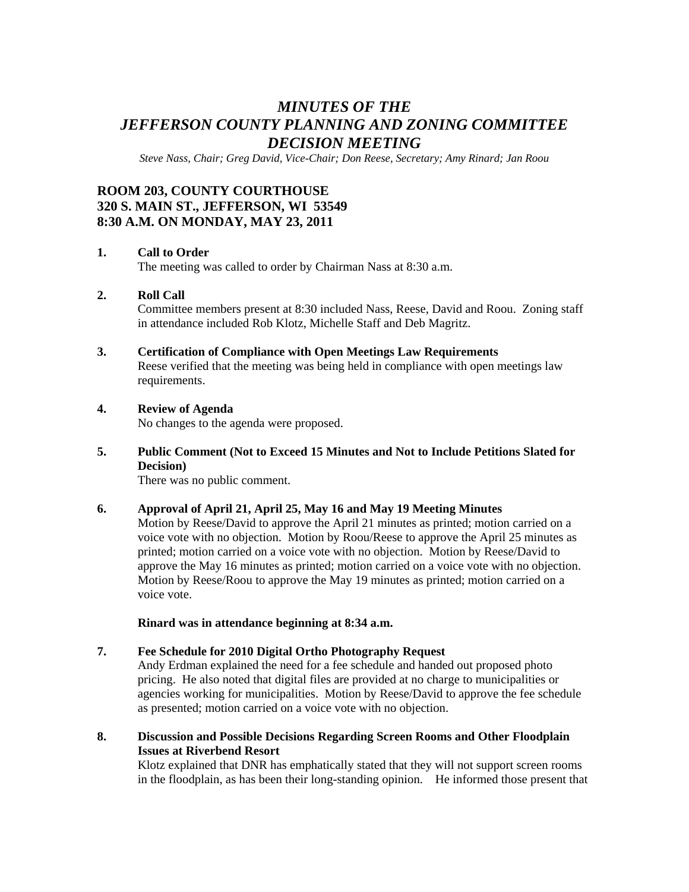# *MINUTES OF THE JEFFERSON COUNTY PLANNING AND ZONING COMMITTEE DECISION MEETING*

*Steve Nass, Chair; Greg David, Vice-Chair; Don Reese, Secretary; Amy Rinard; Jan Roou*

**ROOM 203, COUNTY COURTHOUSE**
**320 S. MAIN ST., JEFFERSON, WI 53549**
**8:30 A.M. ON MONDAY, MAY 23, 2011**

**1. Call to Order**

The meeting was called to order by Chairman Nass at 8:30 a.m.

**2. Roll Call**

Committee members present at 8:30 included Nass, Reese, David and Roou. Zoning staff in attendance included Rob Klotz, Michelle Staff and Deb Magritz.

**3. Certification of Compliance with Open Meetings Law Requirements**

Reese verified that the meeting was being held in compliance with open meetings law requirements.

**4. Review of Agenda**

No changes to the agenda were proposed.

**5. Public Comment (Not to Exceed 15 Minutes and Not to Include Petitions Slated for Decision)**

There was no public comment.

**6. Approval of April 21, April 25, May 16 and May 19 Meeting Minutes**

Motion by Reese/David to approve the April 21 minutes as printed; motion carried on a voice vote with no objection. Motion by Roou/Reese to approve the April 25 minutes as printed; motion carried on a voice vote with no objection. Motion by Reese/David to approve the May 16 minutes as printed; motion carried on a voice vote with no objection. Motion by Reese/Roou to approve the May 19 minutes as printed; motion carried on a voice vote.

**Rinard was in attendance beginning at 8:34 a.m.**

**7. Fee Schedule for 2010 Digital Ortho Photography Request**

Andy Erdman explained the need for a fee schedule and handed out proposed photo pricing. He also noted that digital files are provided at no charge to municipalities or agencies working for municipalities. Motion by Reese/David to approve the fee schedule as presented; motion carried on a voice vote with no objection.

**8. Discussion and Possible Decisions Regarding Screen Rooms and Other Floodplain Issues at Riverbend Resort**

Klotz explained that DNR has emphatically stated that they will not support screen rooms in the floodplain, as has been their long-standing opinion. He informed those present that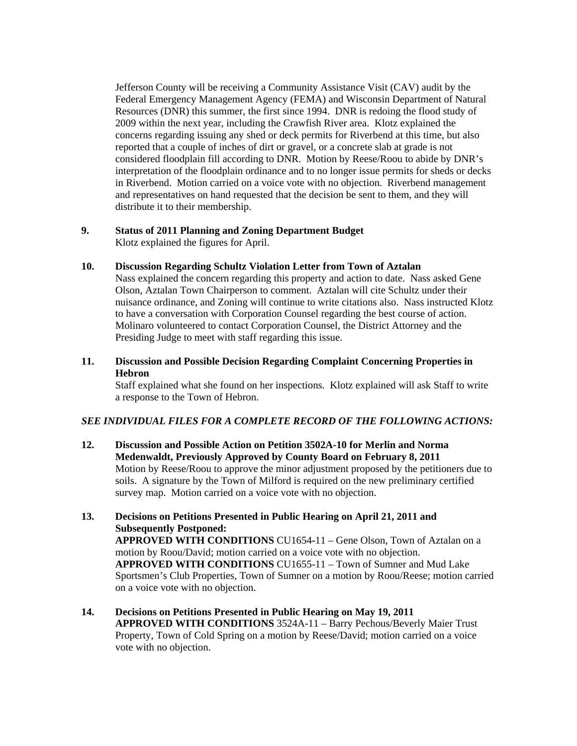Jefferson County will be receiving a Community Assistance Visit (CAV) audit by the Federal Emergency Management Agency (FEMA) and Wisconsin Department of Natural Resources (DNR) this summer, the first since 1994. DNR is redoing the flood study of 2009 within the next year, including the Crawfish River area. Klotz explained the concerns regarding issuing any shed or deck permits for Riverbend at this time, but also reported that a couple of inches of dirt or gravel, or a concrete slab at grade is not considered floodplain fill according to DNR. Motion by Reese/Roou to abide by DNR's interpretation of the floodplain ordinance and to no longer issue permits for sheds or decks in Riverbend. Motion carried on a voice vote with no objection. Riverbend management and representatives on hand requested that the decision be sent to them, and they will distribute it to their membership.

**9. Status of 2011 Planning and Zoning Department Budget**

Klotz explained the figures for April.

**10. Discussion Regarding Schultz Violation Letter from Town of Aztalan**

Nass explained the concern regarding this property and action to date. Nass asked Gene Olson, Aztalan Town Chairperson to comment. Aztalan will cite Schultz under their nuisance ordinance, and Zoning will continue to write citations also. Nass instructed Klotz to have a conversation with Corporation Counsel regarding the best course of action. Molinaro volunteered to contact Corporation Counsel, the District Attorney and the Presiding Judge to meet with staff regarding this issue.

**11. Discussion and Possible Decision Regarding Complaint Concerning Properties in Hebron**

Staff explained what she found on her inspections. Klotz explained will ask Staff to write a response to the Town of Hebron.

***SEE INDIVIDUAL FILES FOR A COMPLETE RECORD OF THE FOLLOWING ACTIONS:***

**12. Discussion and Possible Action on Petition 3502A-10 for Merlin and Norma Medenwaldt, Previously Approved by County Board on February 8, 2011**

Motion by Reese/Roou to approve the minor adjustment proposed by the petitioners due to soils. A signature by the Town of Milford is required on the new preliminary certified survey map. Motion carried on a voice vote with no objection.

**13. Decisions on Petitions Presented in Public Hearing on April 21, 2011 and Subsequently Postponed:**

**APPROVED WITH CONDITIONS** CU1654-11 – Gene Olson, Town of Aztalan on a motion by Roou/David; motion carried on a voice vote with no objection.
**APPROVED WITH CONDITIONS** CU1655-11 – Town of Sumner and Mud Lake Sportsmen's Club Properties, Town of Sumner on a motion by Roou/Reese; motion carried on a voice vote with no objection.

**14. Decisions on Petitions Presented in Public Hearing on May 19, 2011**

**APPROVED WITH CONDITIONS** 3524A-11 – Barry Pechous/Beverly Maier Trust Property, Town of Cold Spring on a motion by Reese/David; motion carried on a voice vote with no objection.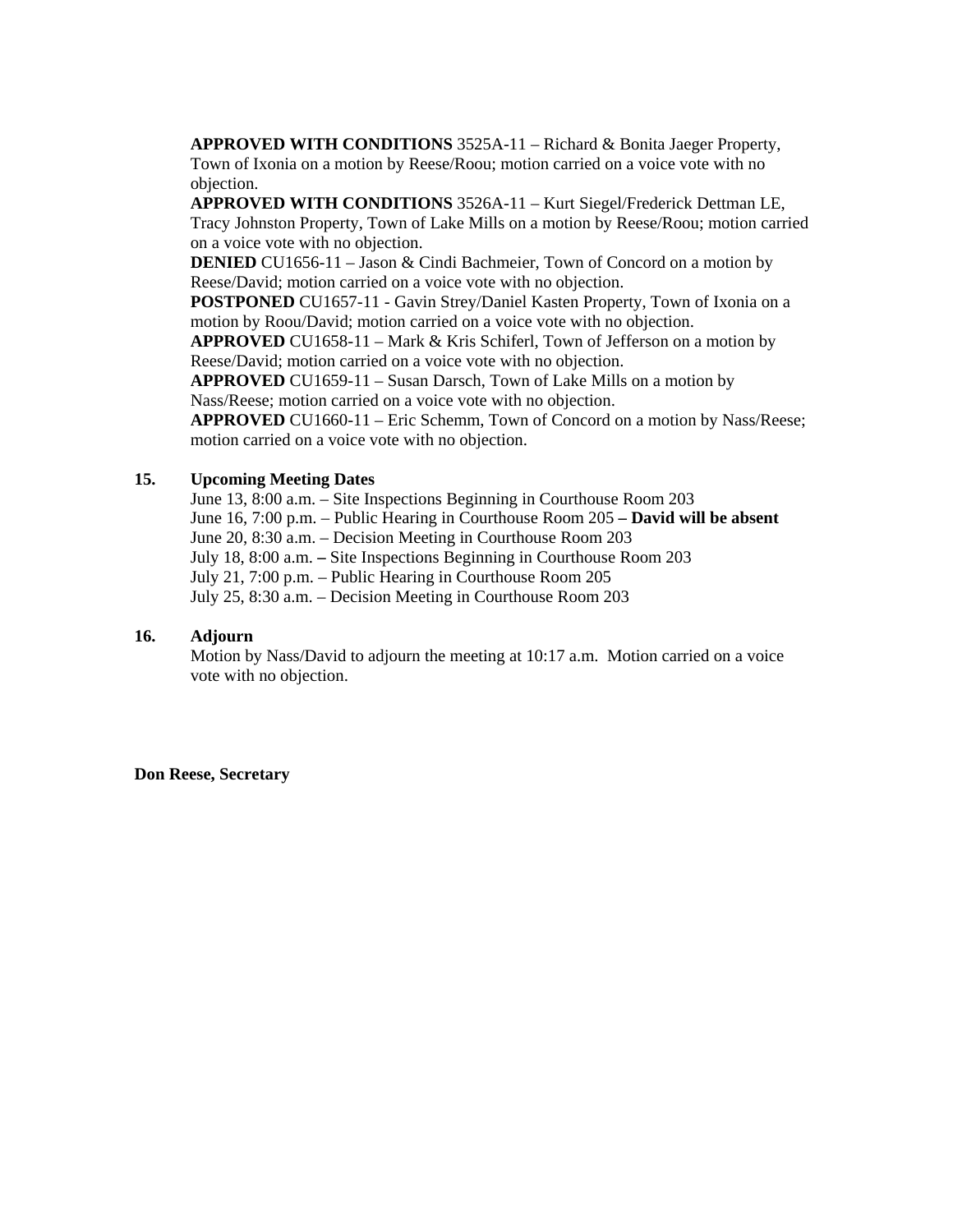**APPROVED WITH CONDITIONS** 3525A-11 – Richard & Bonita Jaeger Property, Town of Ixonia on a motion by Reese/Roou; motion carried on a voice vote with no objection.

**APPROVED WITH CONDITIONS** 3526A-11 – Kurt Siegel/Frederick Dettman LE, Tracy Johnston Property, Town of Lake Mills on a motion by Reese/Roou; motion carried on a voice vote with no objection.

**DENIED** CU1656-11 – Jason & Cindi Bachmeier, Town of Concord on a motion by Reese/David; motion carried on a voice vote with no objection.

**POSTPONED** CU1657-11 - Gavin Strey/Daniel Kasten Property, Town of Ixonia on a motion by Roou/David; motion carried on a voice vote with no objection.

**APPROVED** CU1658-11 – Mark & Kris Schiferl, Town of Jefferson on a motion by Reese/David; motion carried on a voice vote with no objection.

**APPROVED** CU1659-11 – Susan Darsch, Town of Lake Mills on a motion by Nass/Reese; motion carried on a voice vote with no objection.

**APPROVED** CU1660-11 – Eric Schemm, Town of Concord on a motion by Nass/Reese; motion carried on a voice vote with no objection.

**15. Upcoming Meeting Dates**

June 13, 8:00 a.m. – Site Inspections Beginning in Courthouse Room 203
June 16, 7:00 p.m. – Public Hearing in Courthouse Room 205 **– David will be absent**
June 20, 8:30 a.m. – Decision Meeting in Courthouse Room 203
July 18, 8:00 a.m. **–** Site Inspections Beginning in Courthouse Room 203
July 21, 7:00 p.m. – Public Hearing in Courthouse Room 205
July 25, 8:30 a.m. – Decision Meeting in Courthouse Room 203

**16. Adjourn**

Motion by Nass/David to adjourn the meeting at 10:17 a.m. Motion carried on a voice vote with no objection.

**Don Reese, Secretary**